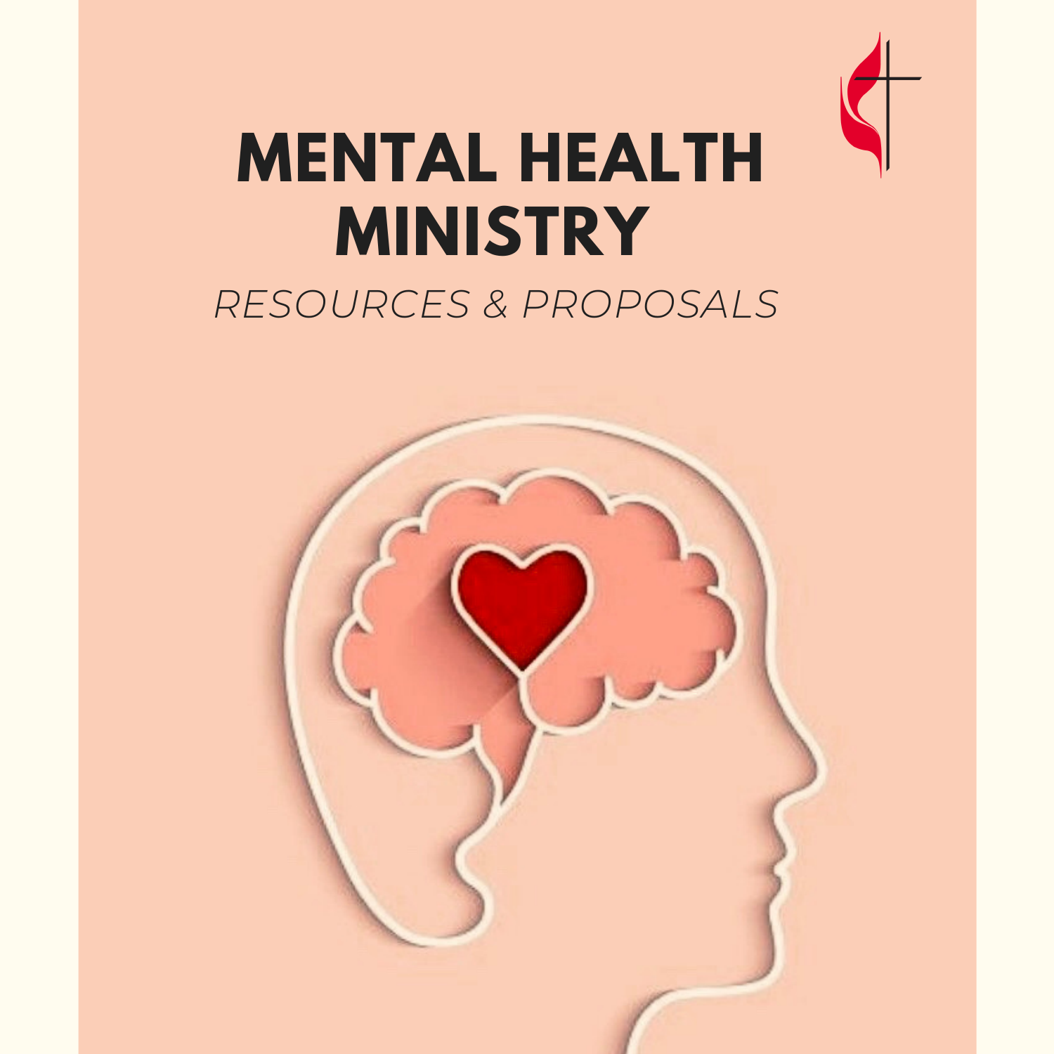# MENTAL HEALTH MINISTRY

*RESOURCES & PROPOSALS*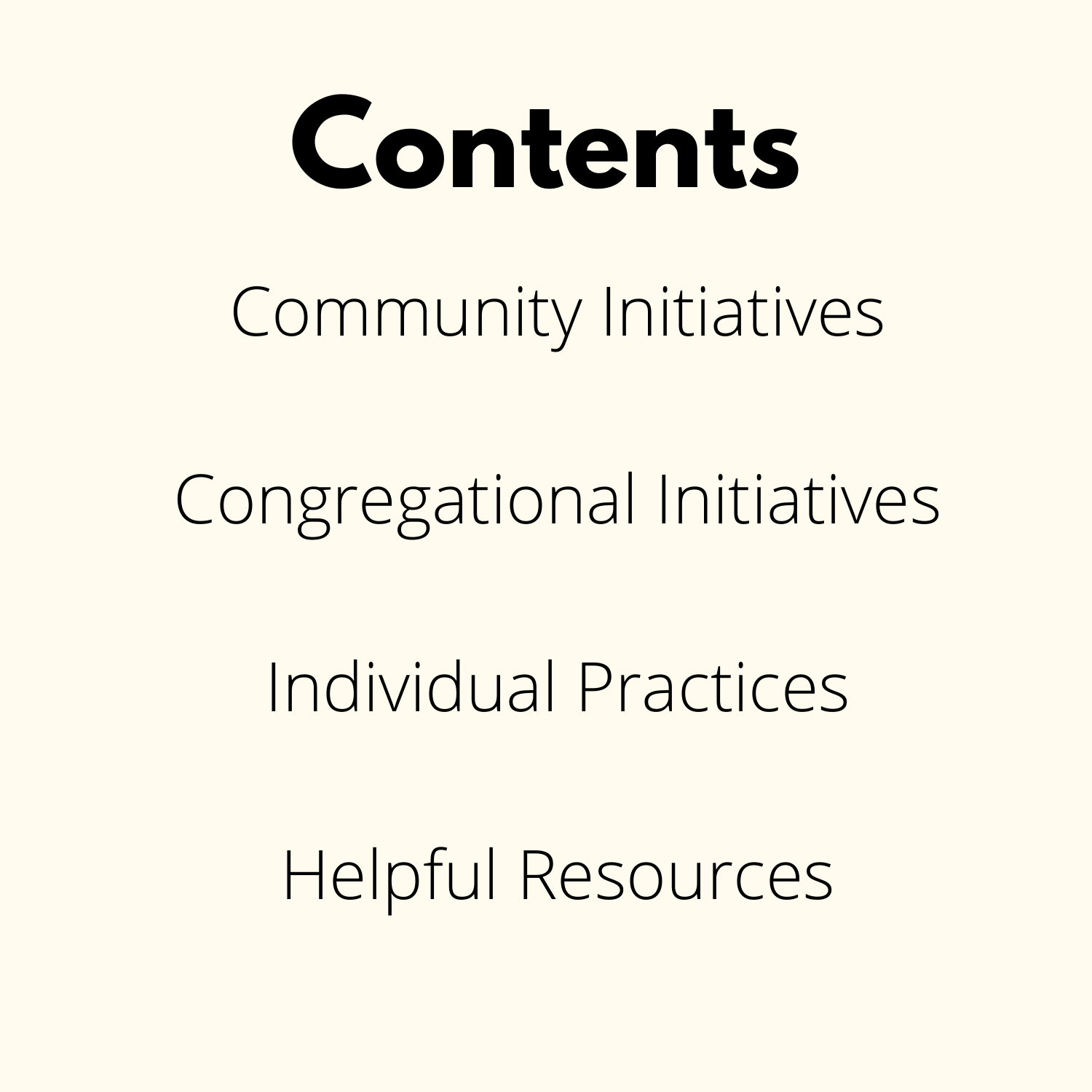# Contents

Community Initiatives

Congregational Initiatives

Individual Practices

Helpful Resources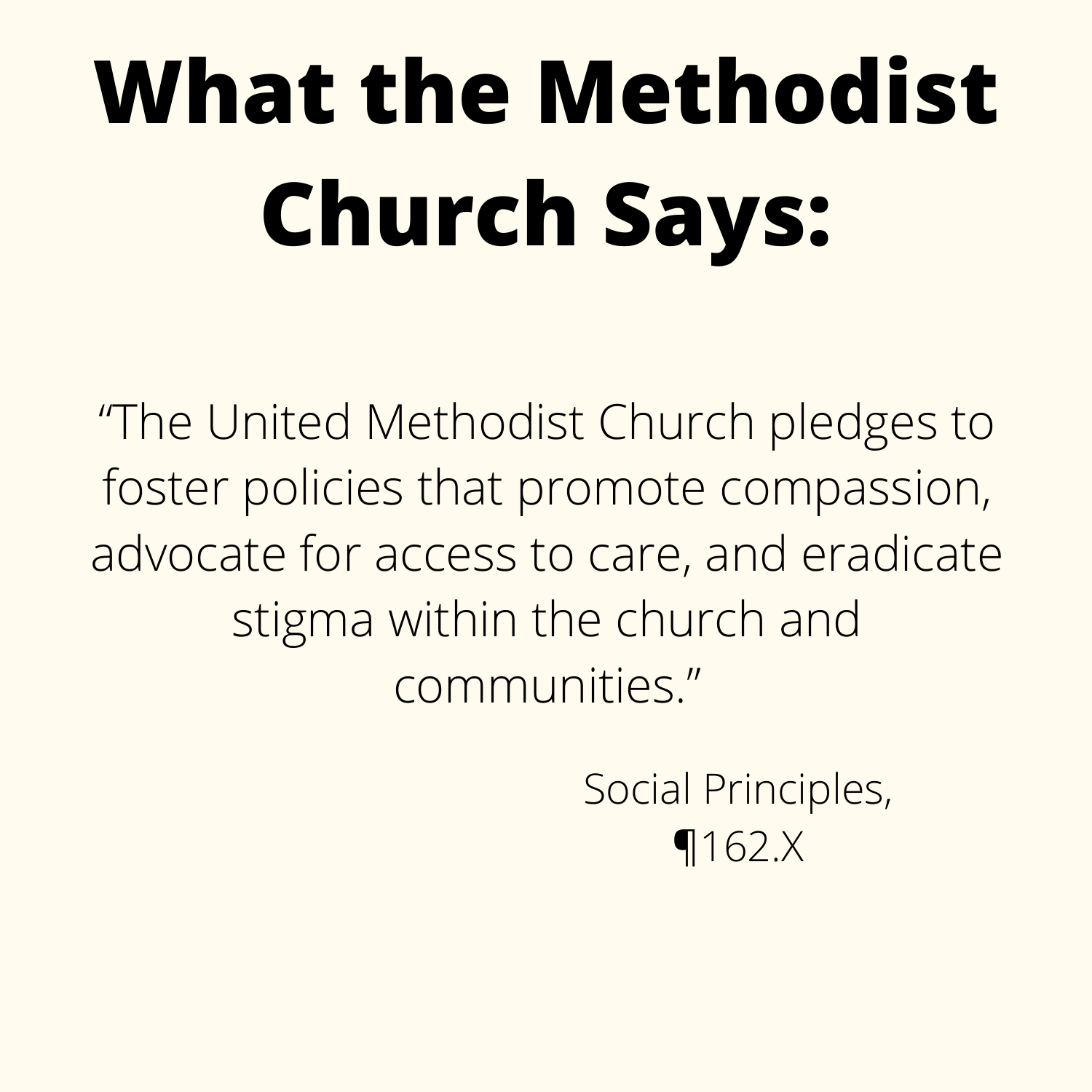# What the Methodist Church Says:

"The United Methodist Church pledges to foster policies that promote compassion, advocate for access to care, and eradicate stigma within the church and communities."

Social Principles, ¶162.X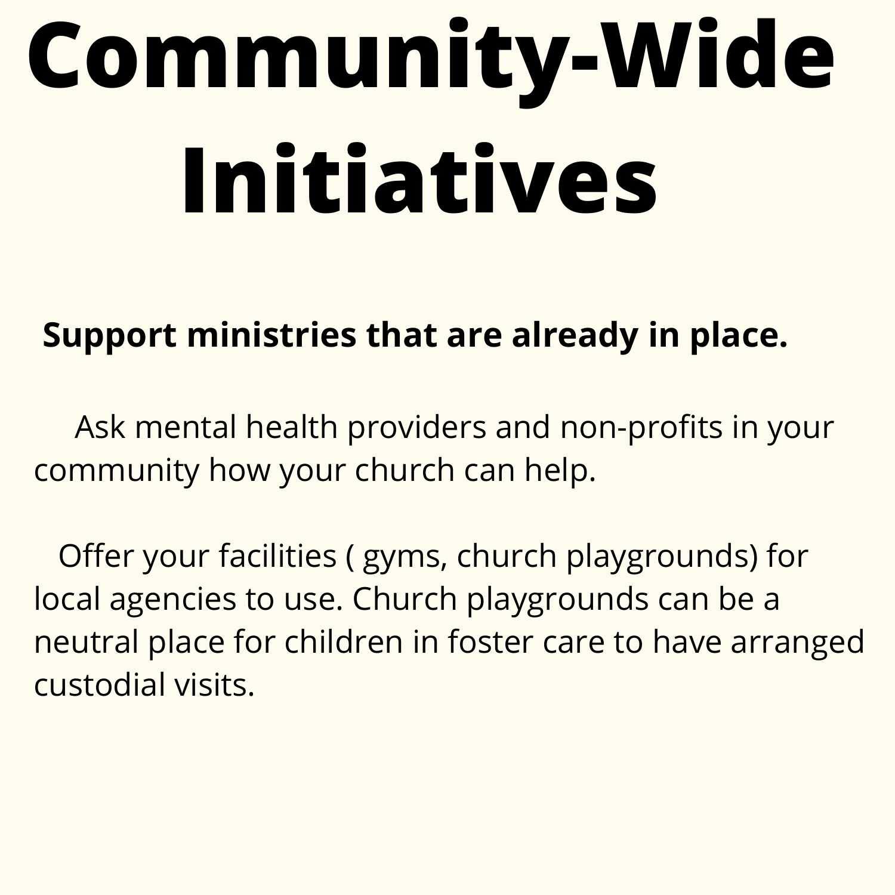# Community-Wide Initiatives

**Support ministries that are already in place.**

Ask mental health providers and non-profits in your community how your church can help.

Offer your facilities ( gyms, church playgrounds) for local agencies to use. Church playgrounds can be a neutral place for children in foster care to have arranged custodial visits.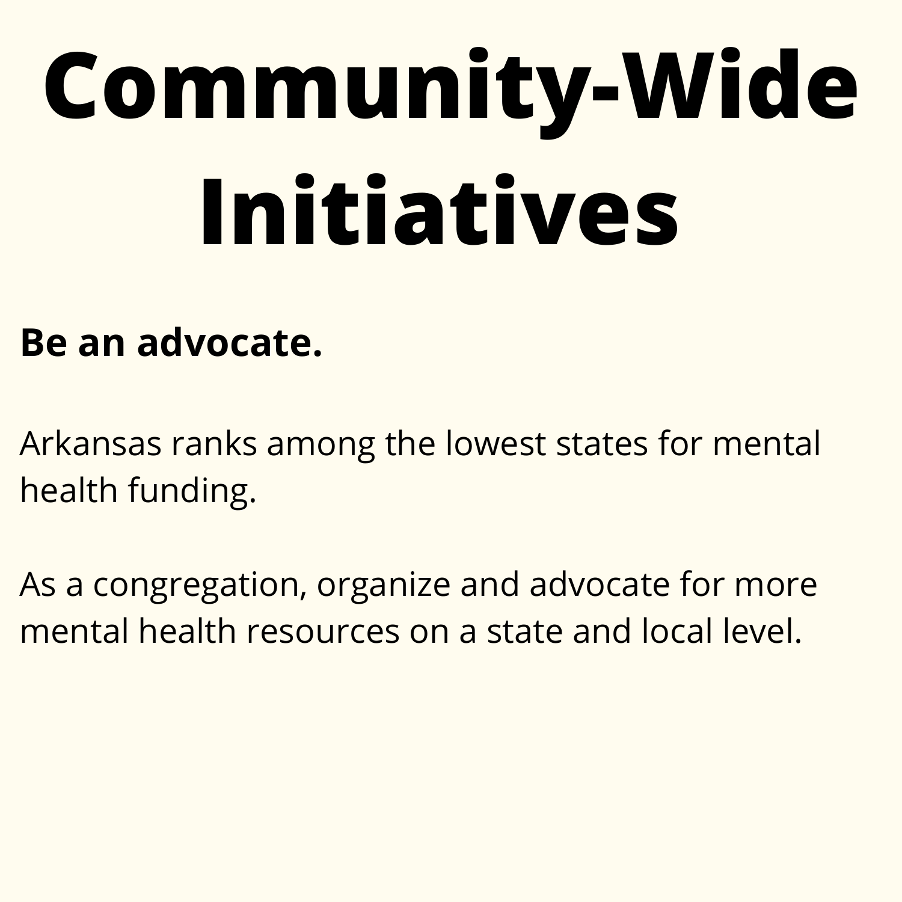# Community-Wide Initiatives

**Be an advocate.**

Arkansas ranks among the lowest states for mental health funding.

As a congregation, organize and advocate for more mental health resources on a state and local level.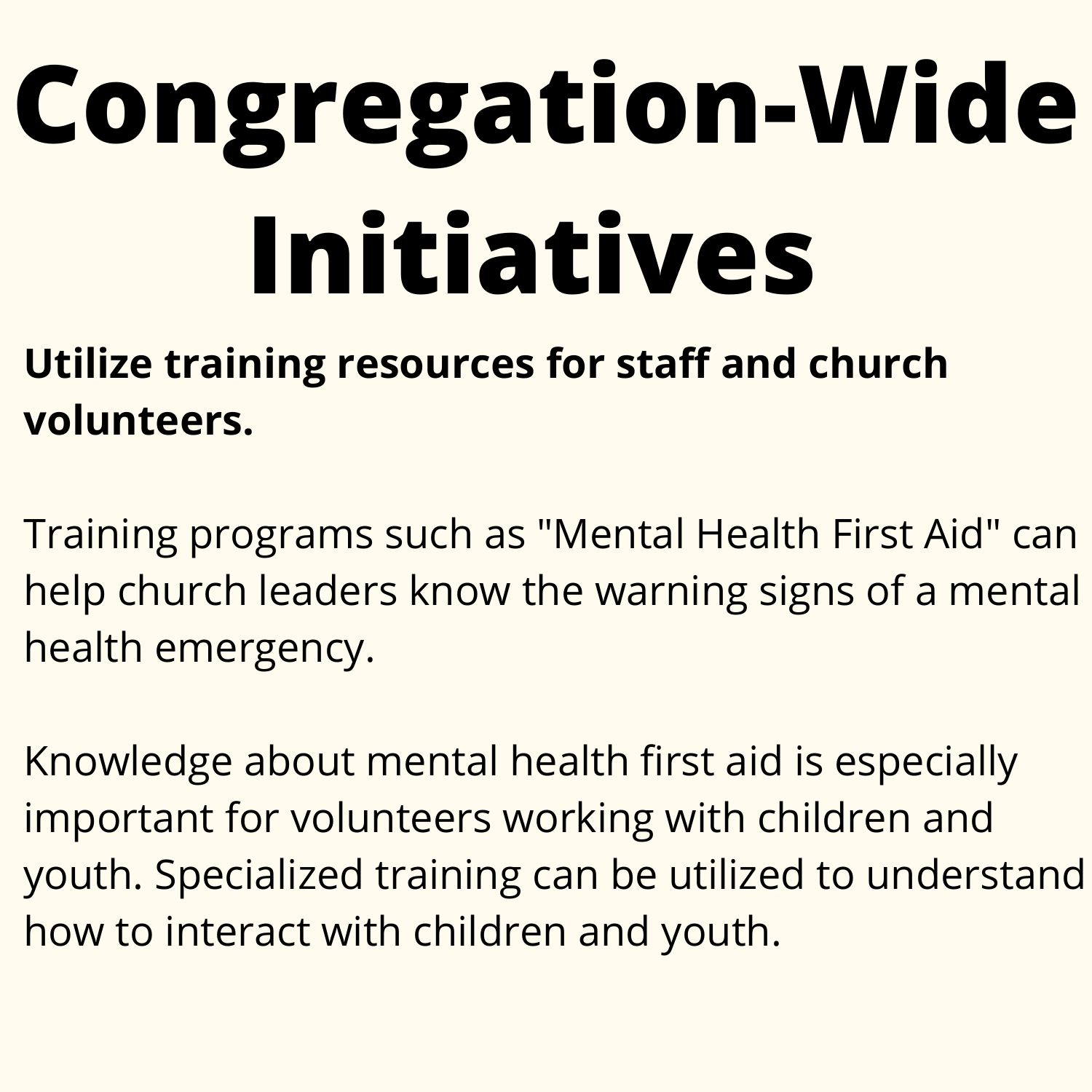# Congregation-Wide Initiatives

**Utilize training resources for staff and church volunteers.**

Training programs such as "Mental Health First Aid" can help church leaders know the warning signs of a mental health emergency.

Knowledge about mental health first aid is especially important for volunteers working with children and youth. Specialized training can be utilized to understand how to interact with children and youth.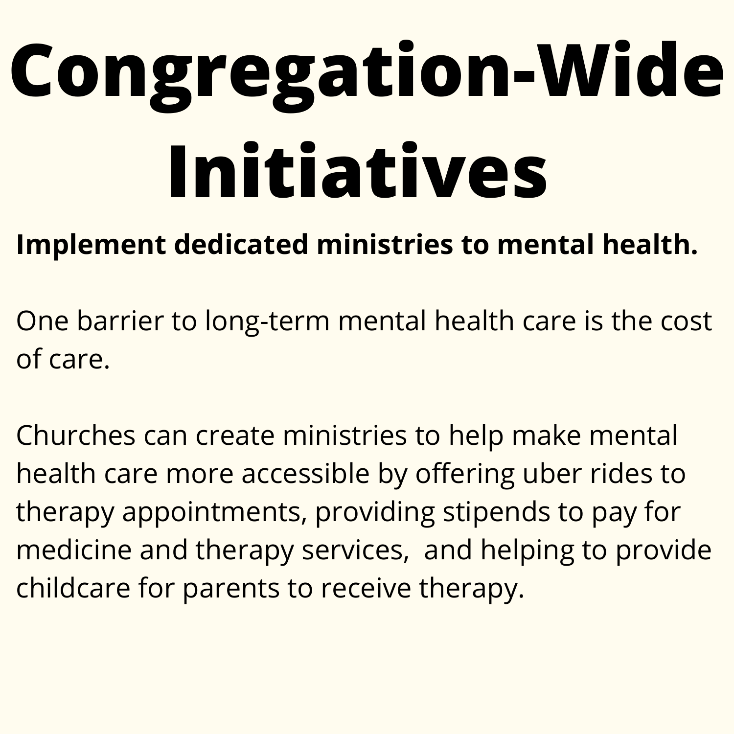# Congregation-Wide Initiatives

**Implement dedicated ministries to mental health.**

One barrier to long-term mental health care is the cost of care.

Churches can create ministries to help make mental health care more accessible by offering uber rides to therapy appointments, providing stipends to pay for medicine and therapy services,  and helping to provide childcare for parents to receive therapy.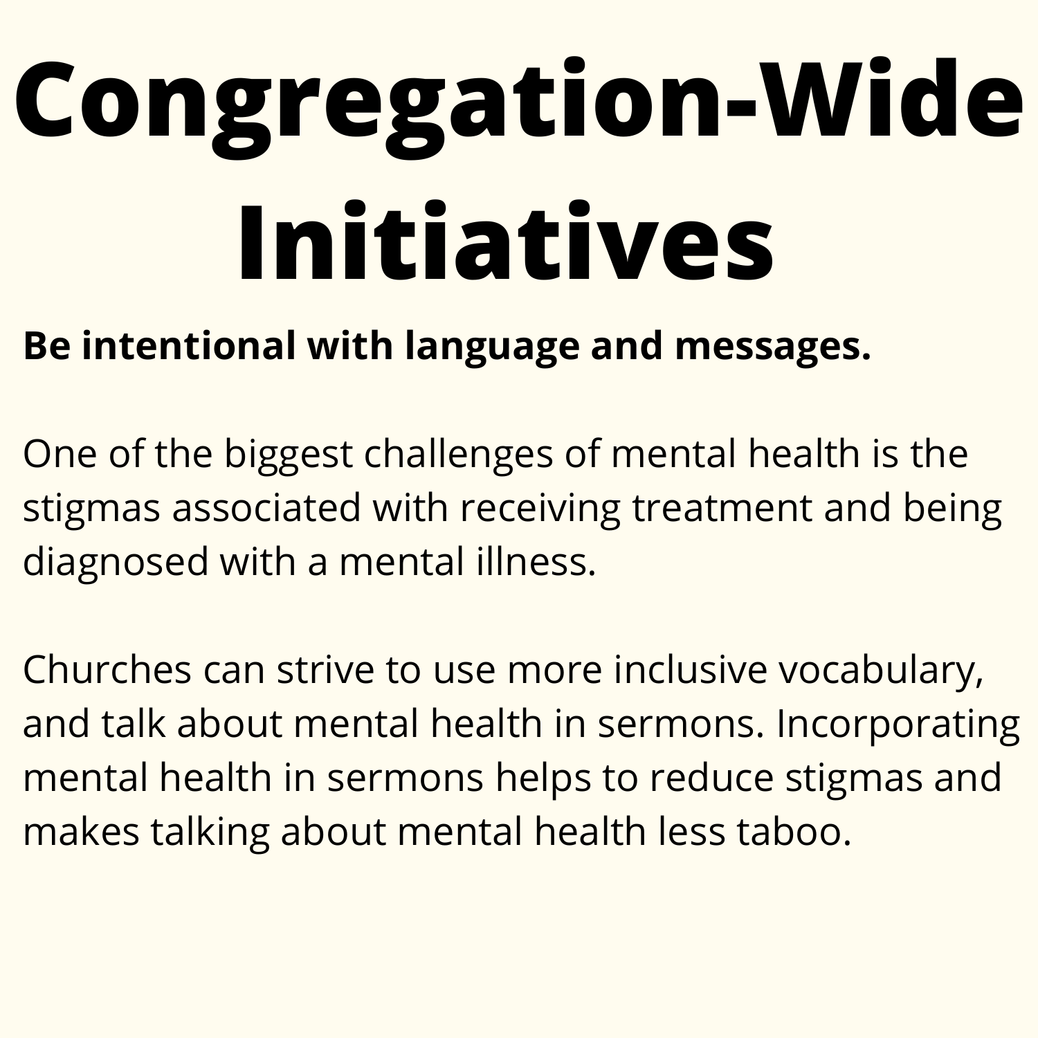# Congregation-Wide Initiatives

**Be intentional with language and messages.**

One of the biggest challenges of mental health is the stigmas associated with receiving treatment and being diagnosed with a mental illness.

Churches can strive to use more inclusive vocabulary, and talk about mental health in sermons. Incorporating mental health in sermons helps to reduce stigmas and makes talking about mental health less taboo.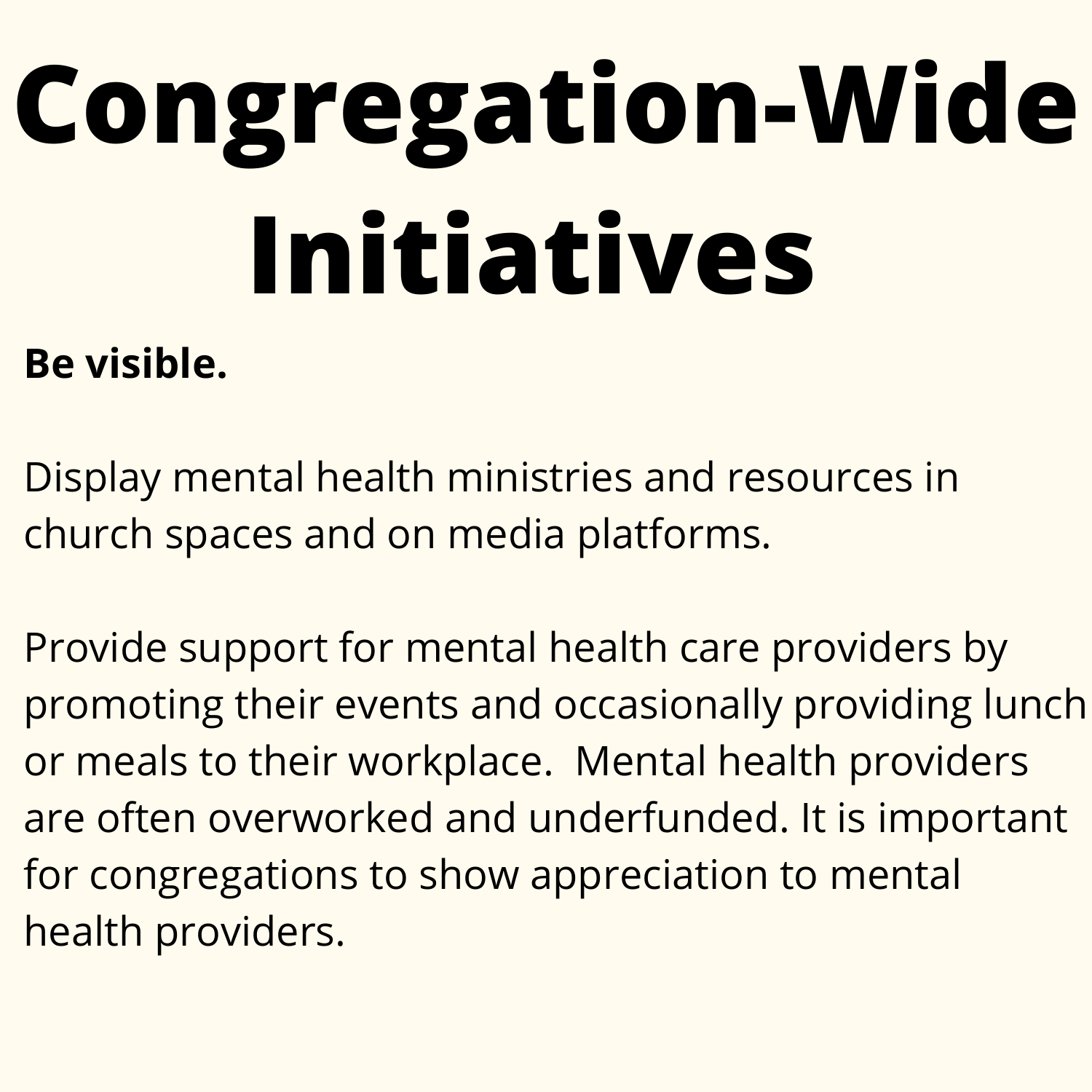# Congregation-Wide Initiatives

**Be visible.**

Display mental health ministries and resources in church spaces and on media platforms.

Provide support for mental health care providers by promoting their events and occasionally providing lunch or meals to their workplace. Mental health providers are often overworked and underfunded. It is important for congregations to show appreciation to mental health providers.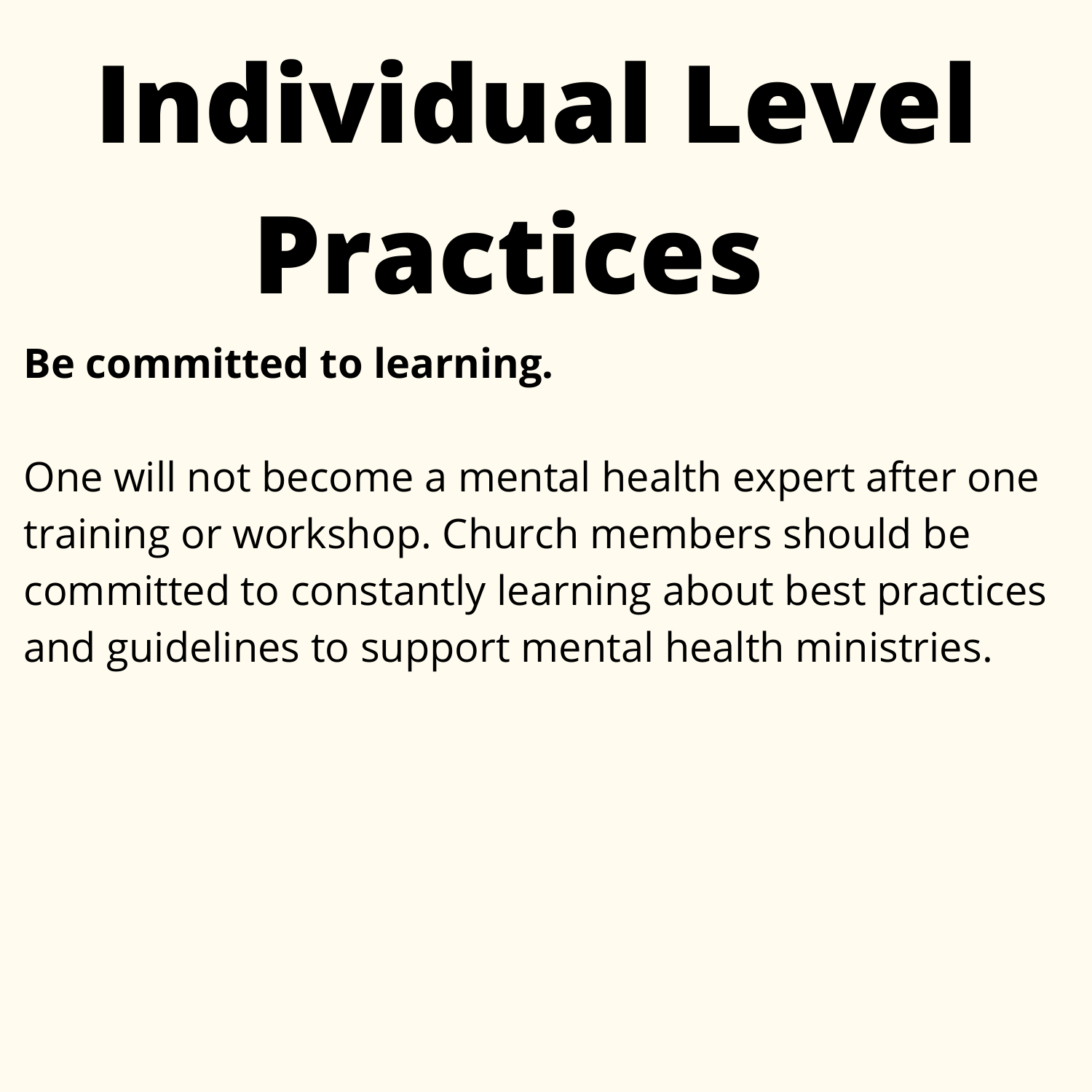# Individual Level Practices

**Be committed to learning.**

One will not become a mental health expert after one training or workshop. Church members should be committed to constantly learning about best practices and guidelines to support mental health ministries.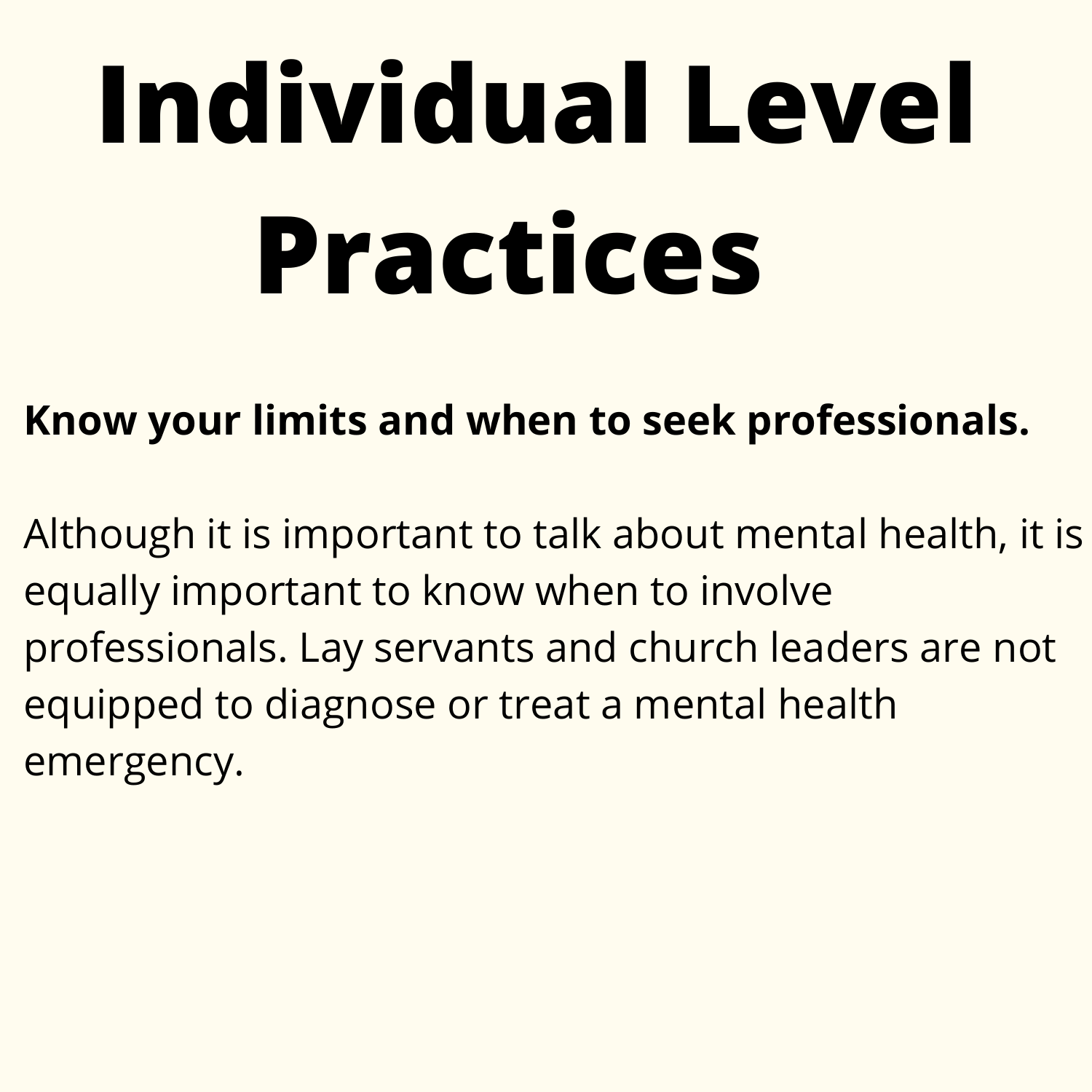# Individual Level Practices

**Know your limits and when to seek professionals.**

Although it is important to talk about mental health, it is equally important to know when to involve professionals. Lay servants and church leaders are not equipped to diagnose or treat a mental health emergency.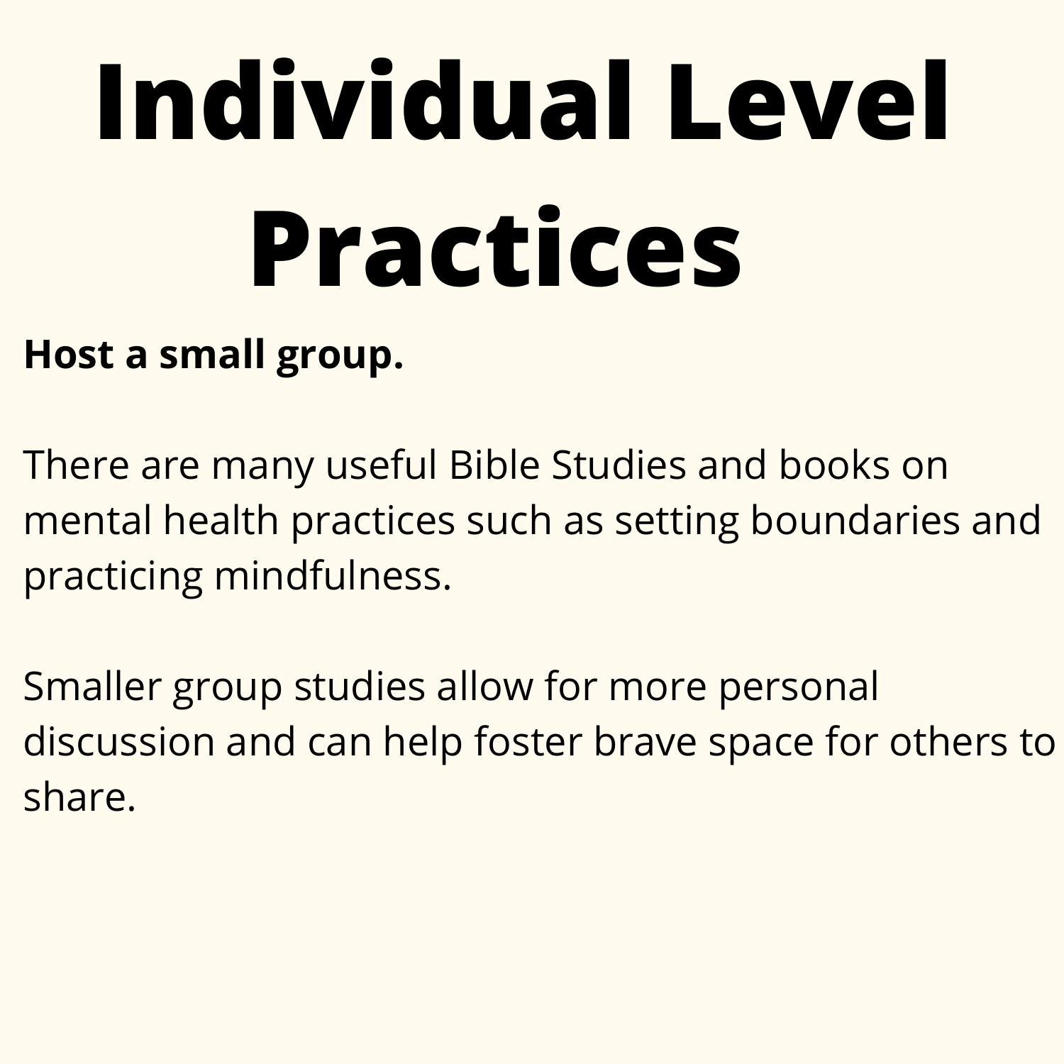# Individual Level Practices

**Host a small group.**

There are many useful Bible Studies and books on mental health practices such as setting boundaries and practicing mindfulness.

Smaller group studies allow for more personal discussion and can help foster brave space for others to share.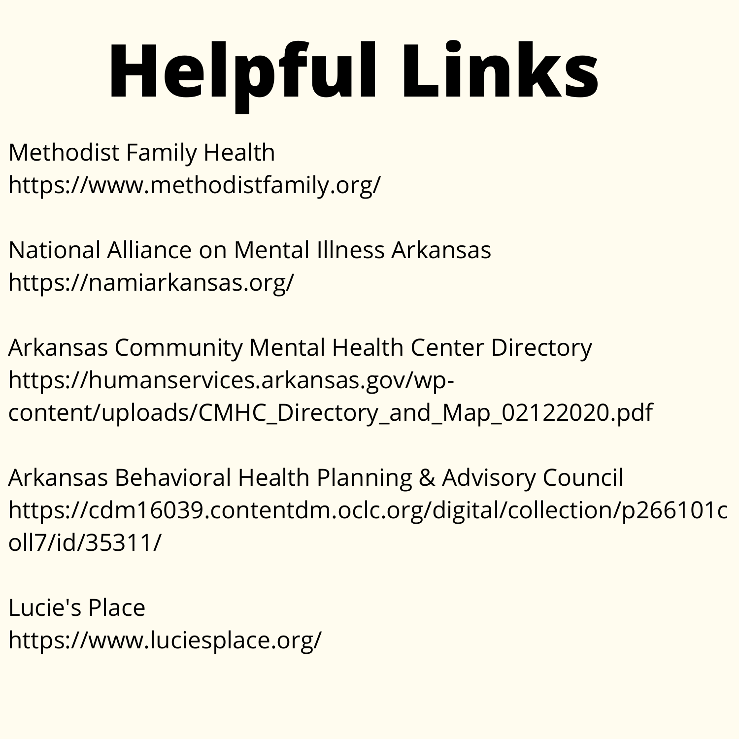# Helpful Links

Methodist Family Health
https://www.methodistfamily.org/

National Alliance on Mental Illness Arkansas
https://namiarkansas.org/

Arkansas Community Mental Health Center Directory
https://humanservices.arkansas.gov/wp-content/uploads/CMHC_Directory_and_Map_02122020.pdf

Arkansas Behavioral Health Planning & Advisory Council
https://cdm16039.contentdm.oclc.org/digital/collection/p266101coll7/id/35311/

Lucie's Place
https://www.luciesplace.org/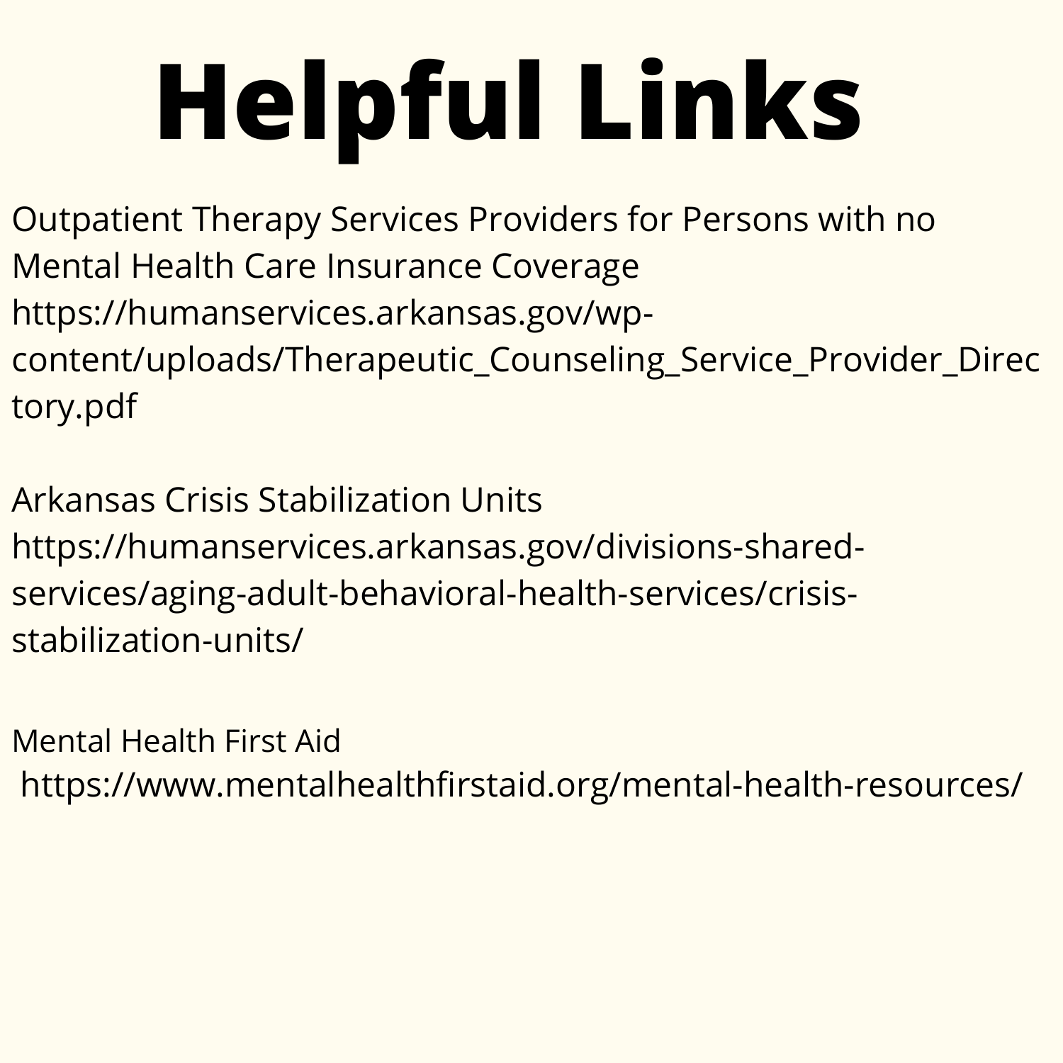# Helpful Links

Outpatient Therapy Services Providers for Persons with no Mental Health Care Insurance Coverage
https://humanservices.arkansas.gov/wp-content/uploads/Therapeutic_Counseling_Service_Provider_Directory.pdf

Arkansas Crisis Stabilization Units
https://humanservices.arkansas.gov/divisions-shared-services/aging-adult-behavioral-health-services/crisis-stabilization-units/

Mental Health First Aid
https://www.mentalhealthfirstaid.org/mental-health-resources/